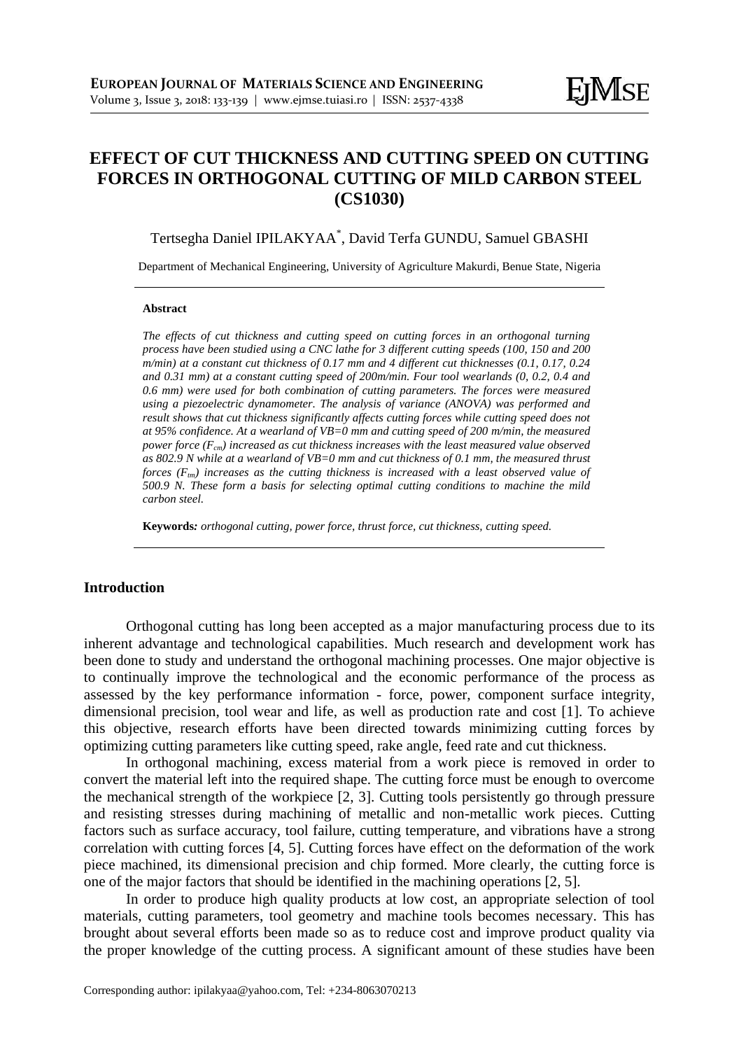# EFFECT OF CUT THICKNESS AND CUTTING SPEED ON CUTTING FORCES IN ORTHOGONAL CUTTING OF MILD CARBON STEEL (CS1030)

Tertsegha Daniel IPILAKYAA[*], David Terfa GUNDU, Samuel GBASHI

Department of Mechanical Engineering, University of Agriculture Makurdi, Benue State, Nigeria

**Abstract**

*The effects of cut thickness and cutting speed on cutting forces in an orthogonal turning process have been studied using a CNC lathe for 3 different cutting speeds (100, 150 and 200 m/min) at a constant cut thickness of 0.17 mm and 4 different cut thicknesses (0.1, 0.17, 0.24 and 0.31 mm) at a constant cutting speed of 200m/min. Four tool wearlands (0, 0.2, 0.4 and 0.6 mm) were used for both combination of cutting parameters. The forces were measured using a piezoelectric dynamometer. The analysis of variance (ANOVA) was performed and result shows that cut thickness significantly affects cutting forces while cutting speed does not at 95% confidence. At a wearland of VB=0 mm and cutting speed of 200 m/min, the measured power force ($F_{cm}$) increased as cut thickness increases with the least measured value observed as 802.9 N while at a wearland of VB=0 mm and cut thickness of 0.1 mm, the measured thrust forces ($F_{tm}$) increases as the cutting thickness is increased with a least observed value of 500.9 N. These form a basis for selecting optimal cutting conditions to machine the mild carbon steel.*

**Keywords:** *orthogonal cutting, power force, thrust force, cut thickness, cutting speed.*

## Introduction

Orthogonal cutting has long been accepted as a major manufacturing process due to its inherent advantage and technological capabilities. Much research and development work has been done to study and understand the orthogonal machining processes. One major objective is to continually improve the technological and the economic performance of the process as assessed by the key performance information - force, power, component surface integrity, dimensional precision, tool wear and life, as well as production rate and cost [1]. To achieve this objective, research efforts have been directed towards minimizing cutting forces by optimizing cutting parameters like cutting speed, rake angle, feed rate and cut thickness.

In orthogonal machining, excess material from a work piece is removed in order to convert the material left into the required shape. The cutting force must be enough to overcome the mechanical strength of the workpiece [2, 3]. Cutting tools persistently go through pressure and resisting stresses during machining of metallic and non-metallic work pieces. Cutting factors such as surface accuracy, tool failure, cutting temperature, and vibrations have a strong correlation with cutting forces [4, 5]. Cutting forces have effect on the deformation of the work piece machined, its dimensional precision and chip formed. More clearly, the cutting force is one of the major factors that should be identified in the machining operations [2, 5].

In order to produce high quality products at low cost, an appropriate selection of tool materials, cutting parameters, tool geometry and machine tools becomes necessary. This has brought about several efforts been made so as to reduce cost and improve product quality via the proper knowledge of the cutting process. A significant amount of these studies have been

Corresponding author: ipilakyaa@yahoo.com, Tel: +234-8063070213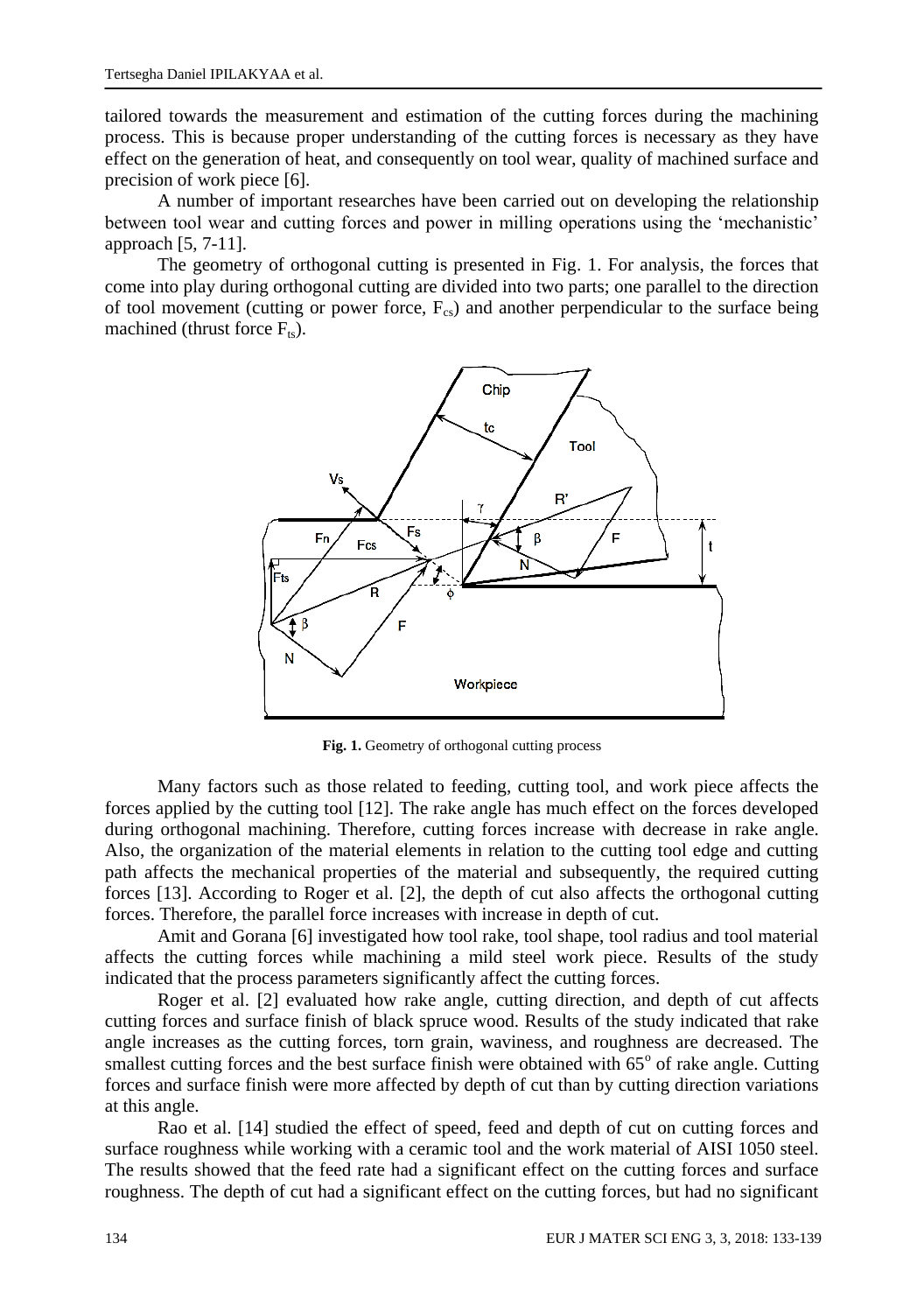tailored towards the measurement and estimation of the cutting forces during the machining process. This is because proper understanding of the cutting forces is necessary as they have effect on the generation of heat, and consequently on tool wear, quality of machined surface and precision of work piece [6].

A number of important researches have been carried out on developing the relationship between tool wear and cutting forces and power in milling operations using the 'mechanistic' approach [5, 7-11].

The geometry of orthogonal cutting is presented in Fig. 1. For analysis, the forces that come into play during orthogonal cutting are divided into two parts; one parallel to the direction of tool movement (cutting or power force, $F_{cs}$) and another perpendicular to the surface being machined (thrust force $F_{ts}$).

**Fig. 1.** Geometry of orthogonal cutting process

Many factors such as those related to feeding, cutting tool, and work piece affects the forces applied by the cutting tool [12]. The rake angle has much effect on the forces developed during orthogonal machining. Therefore, cutting forces increase with decrease in rake angle. Also, the organization of the material elements in relation to the cutting tool edge and cutting path affects the mechanical properties of the material and subsequently, the required cutting forces [13]. According to Roger et al. [2], the depth of cut also affects the orthogonal cutting forces. Therefore, the parallel force increases with increase in depth of cut.

Amit and Gorana [6] investigated how tool rake, tool shape, tool radius and tool material affects the cutting forces while machining a mild steel work piece. Results of the study indicated that the process parameters significantly affect the cutting forces.

Roger et al. [2] evaluated how rake angle, cutting direction, and depth of cut affects cutting forces and surface finish of black spruce wood. Results of the study indicated that rake angle increases as the cutting forces, torn grain, waviness, and roughness are decreased. The smallest cutting forces and the best surface finish were obtained with $65^{o}$ of rake angle. Cutting forces and surface finish were more affected by depth of cut than by cutting direction variations at this angle.

Rao et al. [14] studied the effect of speed, feed and depth of cut on cutting forces and surface roughness while working with a ceramic tool and the work material of AISI 1050 steel. The results showed that the feed rate had a significant effect on the cutting forces and surface roughness. The depth of cut had a significant effect on the cutting forces, but had no significant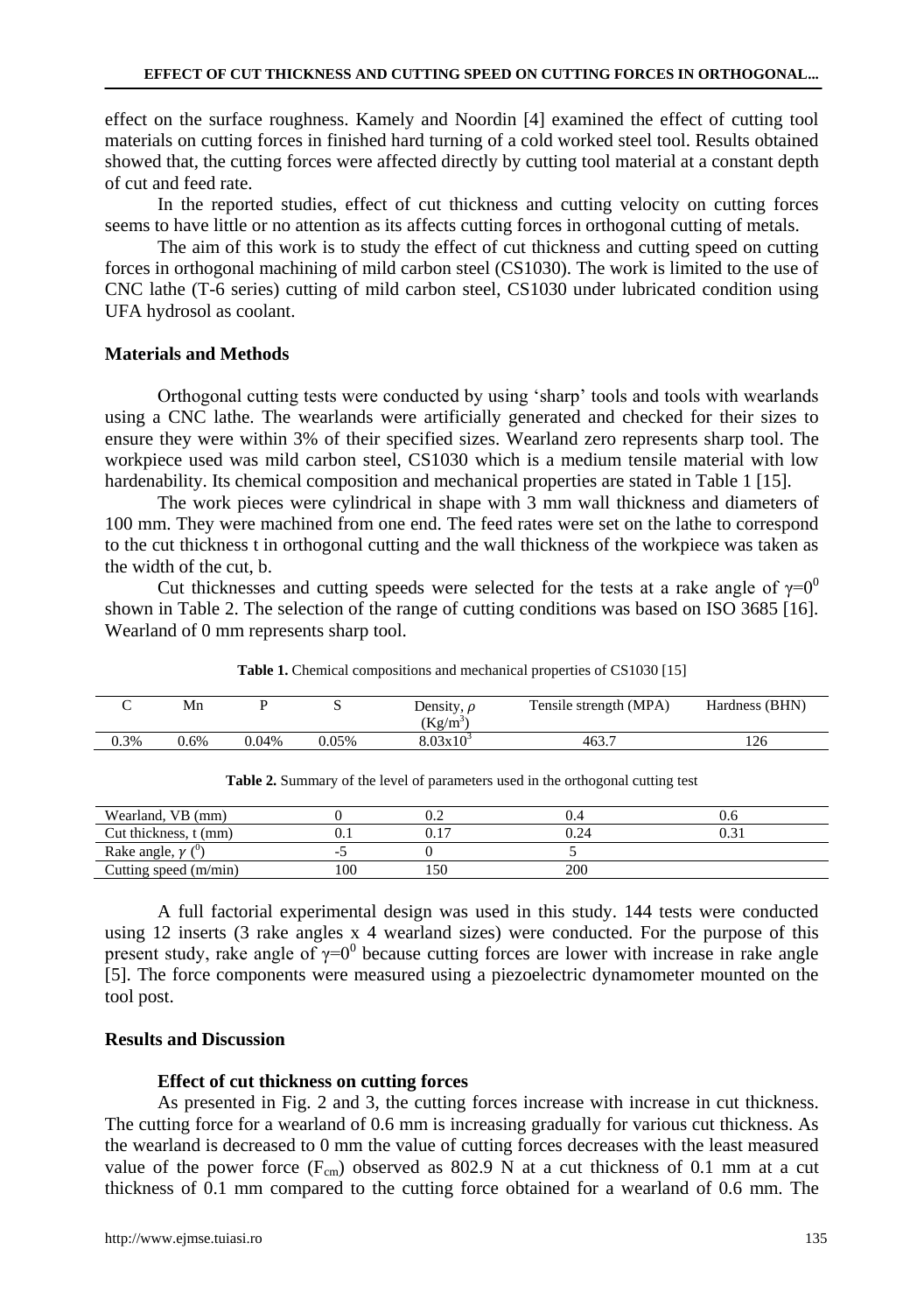effect on the surface roughness. Kamely and Noordin [4] examined the effect of cutting tool materials on cutting forces in finished hard turning of a cold worked steel tool. Results obtained showed that, the cutting forces were affected directly by cutting tool material at a constant depth of cut and feed rate.

In the reported studies, effect of cut thickness and cutting velocity on cutting forces seems to have little or no attention as its affects cutting forces in orthogonal cutting of metals.

The aim of this work is to study the effect of cut thickness and cutting speed on cutting forces in orthogonal machining of mild carbon steel (CS1030). The work is limited to the use of CNC lathe (T-6 series) cutting of mild carbon steel, CS1030 under lubricated condition using UFA hydrosol as coolant.

## Materials and Methods

Orthogonal cutting tests were conducted by using 'sharp' tools and tools with wearlands using a CNC lathe. The wearlands were artificially generated and checked for their sizes to ensure they were within 3% of their specified sizes. Wearland zero represents sharp tool. The workpiece used was mild carbon steel, CS1030 which is a medium tensile material with low hardenability. Its chemical composition and mechanical properties are stated in Table 1 [15].

The work pieces were cylindrical in shape with 3 mm wall thickness and diameters of 100 mm. They were machined from one end. The feed rates were set on the lathe to correspond to the cut thickness t in orthogonal cutting and the wall thickness of the workpiece was taken as the width of the cut, b.

Cut thicknesses and cutting speeds were selected for the tests at a rake angle of $\gamma=0^0$ shown in Table 2. The selection of the range of cutting conditions was based on ISO 3685 [16]. Wearland of 0 mm represents sharp tool.

**Table 1.** Chemical compositions and mechanical properties of CS1030 [15]

| C | Mn | P | S | Density, $\rho$ ($Kg/m^3$) | Tensile strength (MPA) | Hardness (BHN) |
|---|---|---|---|---|---|---|
| 0.3% | 0.6% | 0.04% | 0.05% | $8.03 \times 10^3$ | 463.7 | 126 |

**Table 2.** Summary of the level of parameters used in the orthogonal cutting test

| Wearland, VB (mm) | 0 | 0.2 | 0.4 | 0.6 |
|---|---|---|---|---|
| Cut thickness, t (mm) | 0.1 | 0.17 | 0.24 | 0.31 |
| Rake angle, $\gamma$ ($^0$) | -5 | 0 | 5 | |
| Cutting speed (m/min) | 100 | 150 | 200 | |

A full factorial experimental design was used in this study. 144 tests were conducted using 12 inserts (3 rake angles x 4 wearland sizes) were conducted. For the purpose of this present study, rake angle of $\gamma=0^0$ because cutting forces are lower with increase in rake angle [5]. The force components were measured using a piezoelectric dynamometer mounted on the tool post.

## Results and Discussion

### Effect of cut thickness on cutting forces

As presented in Fig. 2 and 3, the cutting forces increase with increase in cut thickness. The cutting force for a wearland of 0.6 mm is increasing gradually for various cut thickness. As the wearland is decreased to 0 mm the value of cutting forces decreases with the least measured value of the power force ($F_{cm}$) observed as 802.9 N at a cut thickness of 0.1 mm at a cut thickness of 0.1 mm compared to the cutting force obtained for a wearland of 0.6 mm. The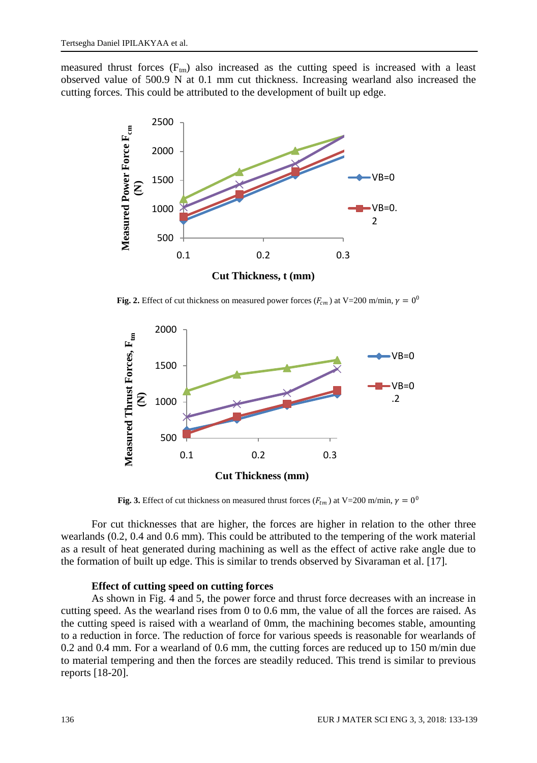measured thrust forces ($F_{tm}$) also increased as the cutting speed is increased with a least observed value of 500.9 N at 0.1 mm cut thickness. Increasing wearland also increased the cutting forces. This could be attributed to the development of built up edge.

**Fig. 2.** Effect of cut thickness on measured power forces ($F_{cm}$) at V=200 m/min, $\gamma = 0^0$

**Fig. 3.** Effect of cut thickness on measured thrust forces ($F_{tm}$) at V=200 m/min, $\gamma = 0^0$

For cut thicknesses that are higher, the forces are higher in relation to the other three wearlands (0.2, 0.4 and 0.6 mm). This could be attributed to the tempering of the work material as a result of heat generated during machining as well as the effect of active rake angle due to the formation of built up edge. This is similar to trends observed by Sivaraman et al. [17].

### Effect of cutting speed on cutting forces

As shown in Fig. 4 and 5, the power force and thrust force decreases with an increase in cutting speed. As the wearland rises from 0 to 0.6 mm, the value of all the forces are raised. As the cutting speed is raised with a wearland of 0mm, the machining becomes stable, amounting to a reduction in force. The reduction of force for various speeds is reasonable for wearlands of 0.2 and 0.4 mm. For a wearland of 0.6 mm, the cutting forces are reduced up to 150 m/min due to material tempering and then the forces are steadily reduced. This trend is similar to previous reports [18-20].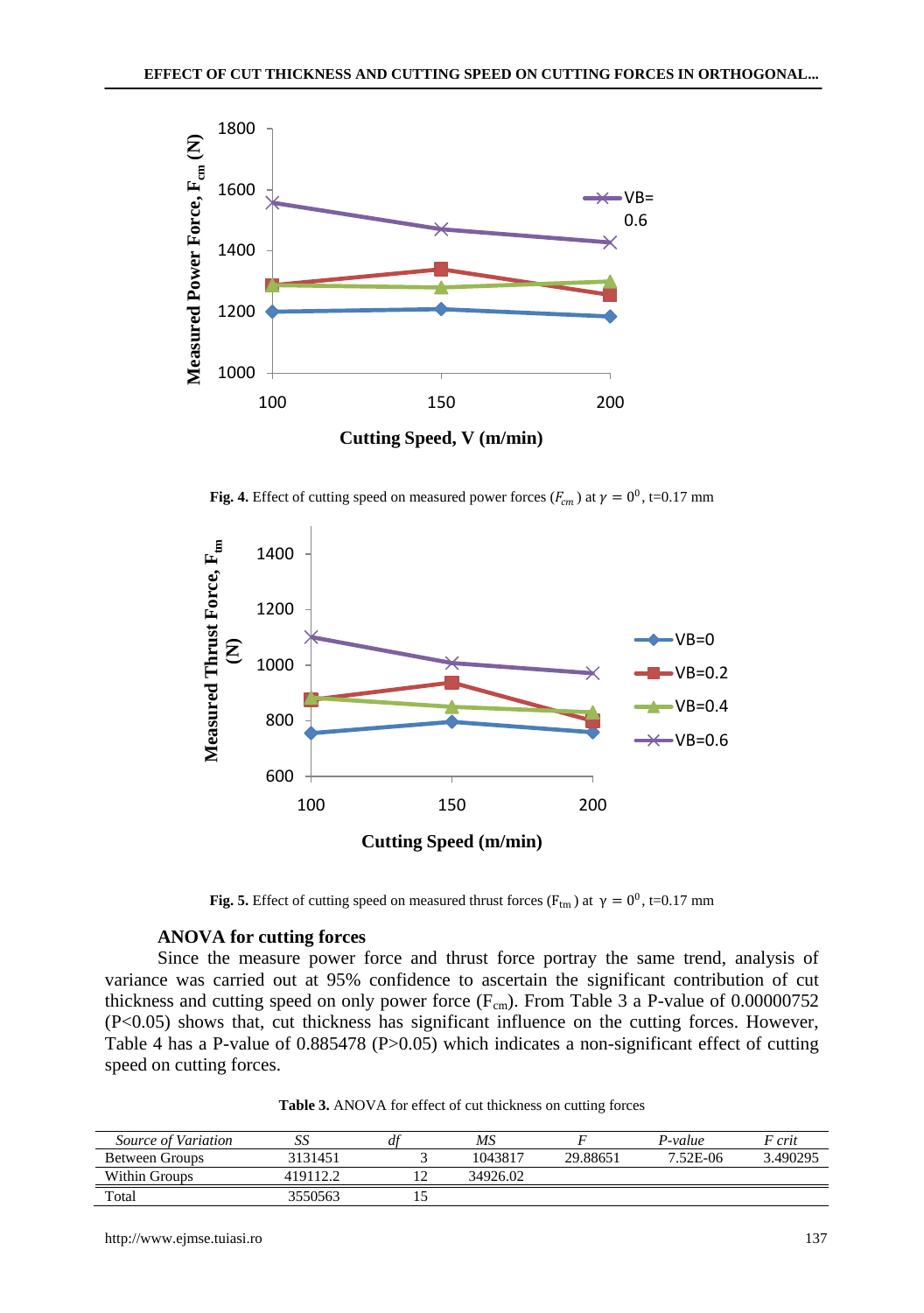Fig. 4. Effect of cutting speed on measured power forces ($F_{cm}$) at $\gamma = 0^0$, t=0.17 mm

Fig. 5. Effect of cutting speed on measured thrust forces ($F_{tm}$) at $\gamma = 0^0$, t=0.17 mm

### ANOVA for cutting forces

Since the measure power force and thrust force portray the same trend, analysis of variance was carried out at 95% confidence to ascertain the significant contribution of cut thickness and cutting speed on only power force ($F_{cm}$). From Table 3 a P-value of 0.00000752 ($P<0.05$) shows that, cut thickness has significant influence on the cutting forces. However, Table 4 has a P-value of 0.885478 ($P>0.05$) which indicates a non-significant effect of cutting speed on cutting forces.

**Table 3.** ANOVA for effect of cut thickness on cutting forces

| *Source of Variation* | *SS* | *df* | *MS* | *F* | *P-value* | *F crit* |
|---|---|---|---|---|---|---|
| Between Groups | 3131451 | 3 | 1043817 | 29.88651 | 7.52E-06 | 3.490295 |
| Within Groups | 419112.2 | 12 | 34926.02 | | | |
| Total | 3550563 | 15 | | | | |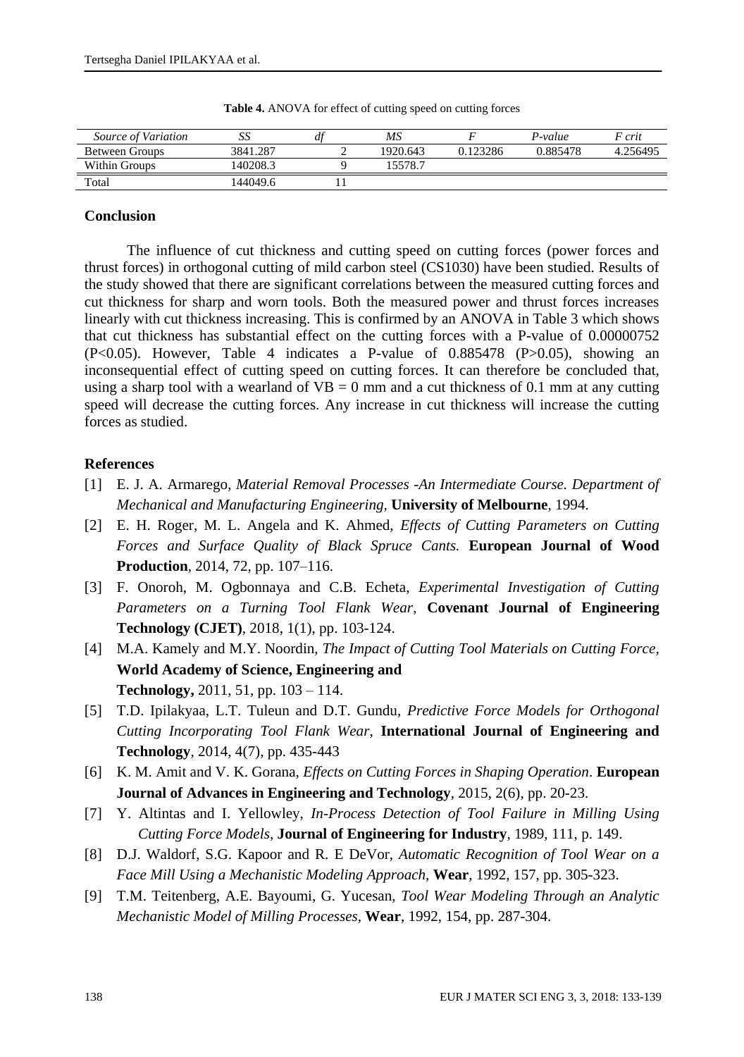**Table 4.** ANOVA for effect of cutting speed on cutting forces

| *Source of Variation* | *SS* | *df* | *MS* | *F* | *P-value* | *F crit* |
|---|---|---|---|---|---|---|
| Between Groups | 3841.287 | 2 | 1920.643 | 0.123286 | 0.885478 | 4.256495 |
| Within Groups | 140208.3 | 9 | 15578.7 | | | |
| Total | 144049.6 | 11 | | | | |

## Conclusion

The influence of cut thickness and cutting speed on cutting forces (power forces and thrust forces) in orthogonal cutting of mild carbon steel (CS1030) have been studied. Results of the study showed that there are significant correlations between the measured cutting forces and cut thickness for sharp and worn tools. Both the measured power and thrust forces increases linearly with cut thickness increasing. This is confirmed by an ANOVA in Table 3 which shows that cut thickness has substantial effect on the cutting forces with a P-value of 0.00000752 ($P<0.05$). However, Table 4 indicates a P-value of 0.885478 ($P>0.05$), showing an inconsequential effect of cutting speed on cutting forces. It can therefore be concluded that, using a sharp tool with a wearland of $VB = 0$ mm and a cut thickness of 0.1 mm at any cutting speed will decrease the cutting forces. Any increase in cut thickness will increase the cutting forces as studied.

## References

[1] E. J. A. Armarego, *Material Removal Processes -An Intermediate Course. Department of Mechanical and Manufacturing Engineering*, **University of Melbourne**, 1994.

[2] E. H. Roger, M. L. Angela and K. Ahmed, *Effects of Cutting Parameters on Cutting Forces and Surface Quality of Black Spruce Cants.* **European Journal of Wood Production**, 2014, 72, pp. 107–116.

[3] F. Onoroh, M. Ogbonnaya and C.B. Echeta, *Experimental Investigation of Cutting Parameters on a Turning Tool Flank Wear*, **Covenant Journal of Engineering Technology (CJET)**, 2018, 1(1), pp. 103-124.

[4] M.A. Kamely and M.Y. Noordin, *The Impact of Cutting Tool Materials on Cutting Force*, **World Academy of Science, Engineering and Technology,** 2011, 51, pp. 103 – 114.

[5] T.D. Ipilakyaa, L.T. Tuleun and D.T. Gundu, *Predictive Force Models for Orthogonal Cutting Incorporating Tool Flank Wear*, **International Journal of Engineering and Technology**, 2014, 4(7), pp. 435-443

[6] K. M. Amit and V. K. Gorana, *Effects on Cutting Forces in Shaping Operation*. **European Journal of Advances in Engineering and Technology**, 2015, 2(6), pp. 20-23.

[7] Y. Altintas and I. Yellowley, *In-Process Detection of Tool Failure in Milling Using Cutting Force Models*, **Journal of Engineering for Industry**, 1989, 111, p. 149.

[8] D.J. Waldorf, S.G. Kapoor and R. E DeVor, *Automatic Recognition of Tool Wear on a Face Mill Using a Mechanistic Modeling Approach*, **Wear**, 1992, 157, pp. 305-323.

[9] T.M. Teitenberg, A.E. Bayoumi, G. Yucesan, *Tool Wear Modeling Through an Analytic Mechanistic Model of Milling Processes*, **Wear**, 1992, 154, pp. 287-304.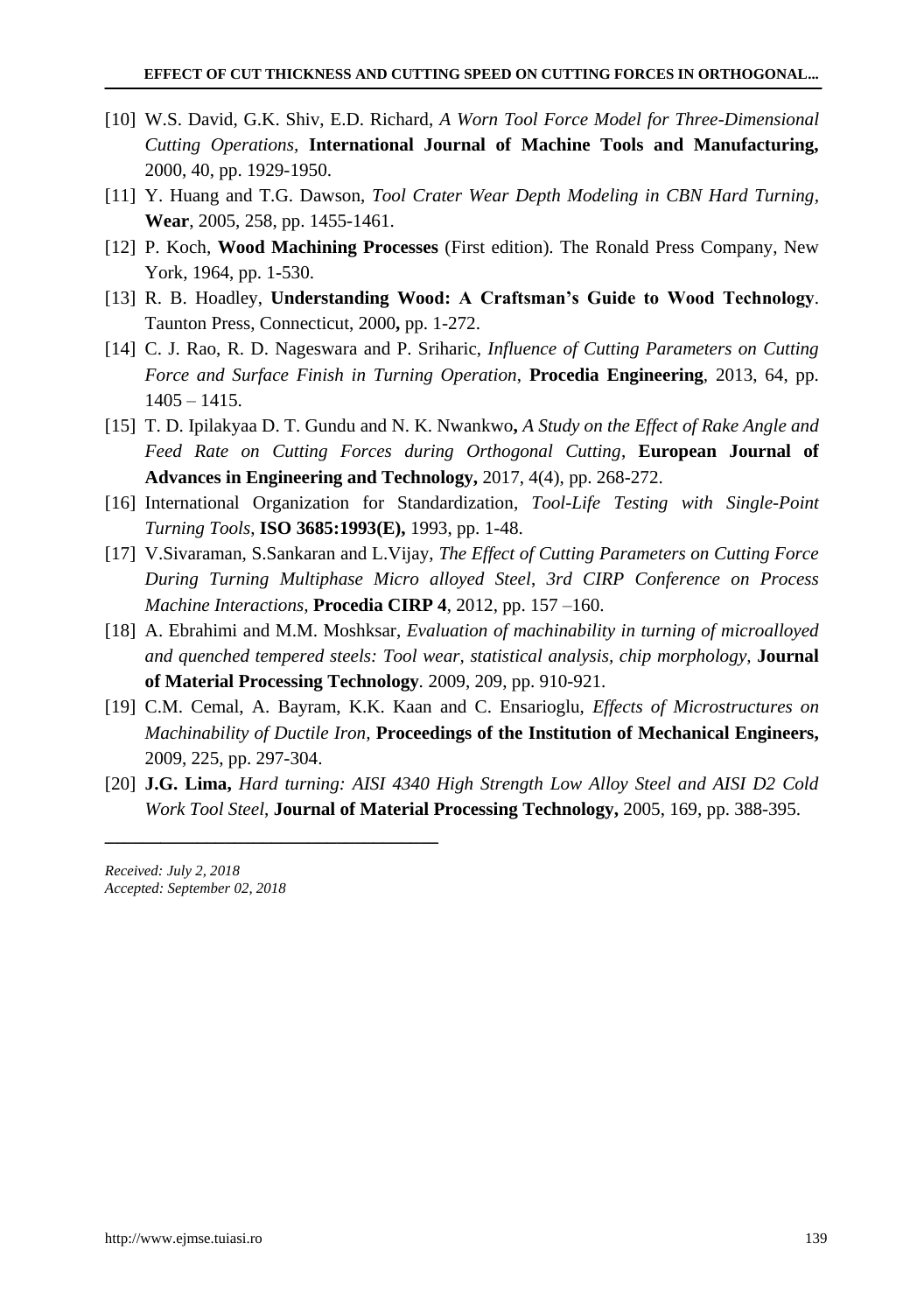[10] W.S. David, G.K. Shiv, E.D. Richard, *A Worn Tool Force Model for Three-Dimensional Cutting Operations,* **International Journal of Machine Tools and Manufacturing,** 2000, 40, pp. 1929-1950.

[11] Y. Huang and T.G. Dawson, *Tool Crater Wear Depth Modeling in CBN Hard Turning*, **Wear**, 2005, 258, pp. 1455-1461.

[12] P. Koch, **Wood Machining Processes** (First edition). The Ronald Press Company, New York, 1964, pp. 1-530.

[13] R. B. Hoadley, **Understanding Wood: A Craftsman's Guide to Wood Technology**. Taunton Press, Connecticut, 2000**,** pp. 1-272.

[14] C. J. Rao, R. D. Nageswara and P. Sriharic, *Influence of Cutting Parameters on Cutting Force and Surface Finish in Turning Operation*, **Procedia Engineering**, 2013, 64, pp. 1405 – 1415.

[15] T. D. Ipilakyaa D. T. Gundu and N. K. Nwankwo**,** *A Study on the Effect of Rake Angle and Feed Rate on Cutting Forces during Orthogonal Cutting*, **European Journal of Advances in Engineering and Technology,** 2017, 4(4), pp. 268-272.

[16] International Organization for Standardization, *Tool-Life Testing with Single-Point Turning Tools*, **ISO 3685:1993(E),** 1993, pp. 1-48.

[17] V.Sivaraman, S.Sankaran and L.Vijay, *The Effect of Cutting Parameters on Cutting Force During Turning Multiphase Micro alloyed Steel*, *3rd CIRP Conference on Process Machine Interactions,* **Procedia CIRP 4**, 2012, pp. 157 –160.

[18] A. Ebrahimi and M.M. Moshksar, *Evaluation of machinability in turning of microalloyed and quenched tempered steels: Tool wear, statistical analysis, chip morphology,* **Journal of Material Processing Technology**. 2009, 209, pp. 910-921.

[19] C.M. Cemal, A. Bayram, K.K. Kaan and C. Ensarioglu, *Effects of Microstructures on Machinability of Ductile Iron,* **Proceedings of the Institution of Mechanical Engineers,** 2009, 225, pp. 297-304.

[20] **J.G. Lima,** *Hard turning: AISI 4340 High Strength Low Alloy Steel and AISI D2 Cold Work Tool Steel*, **Journal of Material Processing Technology,** 2005, 169, pp. 388-395.

---

*Received: July 2, 2018*
*Accepted: September 02, 2018*